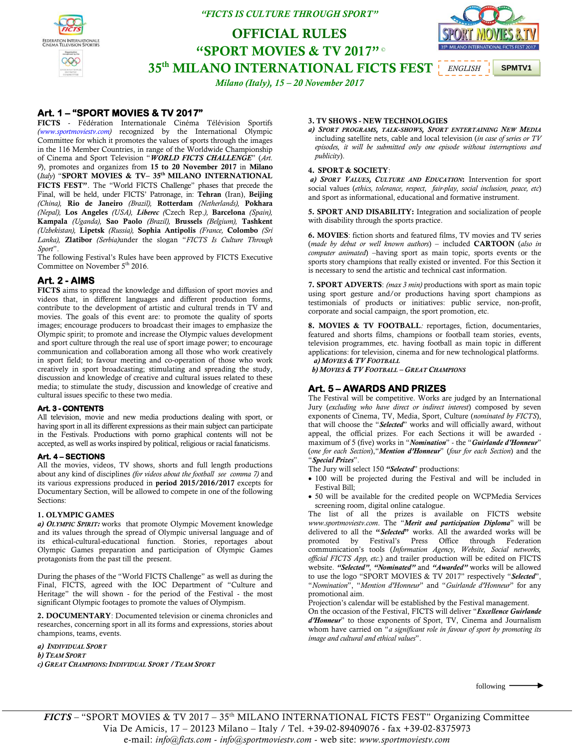*"FICTS IS CULTURE THROUGH SPORT"*

# OFFICIAL RULES
# "SPORT MOVIES & TV 2017" ©
# 35th MILANO INTERNATIONAL FICTS FEST

ENGLISH SPMTV1

*Milano (Italy), 15 – 20 November 2017*

## Art. 1 – "SPORT MOVIES & TV 2017"

**FICTS** - Fédération Internationale Cinéma Télévision Sportifs *(www.sportmoviestv.com)* recognized by the International Olympic Committee for which it promotes the values of sports through the images in the 116 Member Countries, in range of the Worldwide Championship of Cinema and Sport Television "***WORLD FICTS CHALLENGE***" (*Art. 9*), promotes and organizes from **15 to 20 November 2017** in **Milano** (*Italy*) "**SPORT MOVIES & TV– 35th MILANO INTERNATIONAL FICTS FEST"**. The "World FICTS Challenge" phases that precede the Final, will be held, under FICTS' Patronage, in: **Tehran** (Iran), **Beijing** *(China),* **Rio de Janeiro** *(Brazil),* **Rotterdam** *(Netherlands),* **Pokhara** *(Nepal),* **Los Angeles** *(USA),* ***Liberec*** *(*Czech Rep*.),* **Barcelona** *(Spain),* **Kampala** *(Uganda),* **Sao Paolo** *(Brazil),* **Brussels** *(Belgium),* **Tashkent** *(Uzbekistan),* **Lipetsk** *(Russia),* **Sophia Antipolis** *(France,* **Colombo** *(Sri Lanka),* **Zlatibor** *(Serbia)*under the slogan "*FICTS Is Culture Through Sport*".

The following Festival's Rules have been approved by FICTS Executive Committee on November 5th 2016.

## Art. 2 - AIMS

**FICTS** aims to spread the knowledge and diffusion of sport movies and videos that, in different languages and different production forms, contribute to the development of artistic and cultural trends in TV and movies. The goals of this event are: to promote the quality of sports images; encourage producers to broadcast their images to emphasize the Olympic spirit; to promote and increase the Olympic values development and sport culture through the real use of sport image power; to encourage communication and collaboration among all those who work creatively in sport field; to favour meeting and co-operation of those who work creatively in sport broadcasting; stimulating and spreading the study, discussion and knowledge of creative and cultural issues related to these media; to stimulate the study, discussion and knowledge of creative and cultural issues specific to these two media.

### Art. 3 - CONTENTS

All television, movie and new media productions dealing with sport, or having sport in all its different expressions as their main subject can participate in the Festivals. Productions with porno graphical contents will not be accepted, as well as works inspired by political, religious or racial fanaticisms.

### Art. 4 – SECTIONS

All the movies, videos, TV shows, shorts and full length productions about any kind of disciplines *(for videos about the football see comma 7)* and its various expressions produced in **period 2015/2016/2017** excepts for Documentary Section, will be allowed to compete in one of the following Sections:

**1. OLYMPIC GAMES**

***a) OLYMPIC SPIRIT:*** works that promote Olympic Movement knowledge and its values through the spread of Olympic universal language and its ethical-cultural-educational function. Stories, reportages about Olympic Games preparation and participation of Olympic Games protagonists from the past till the present.

During the phases of the "World FICTS Challenge" as well as during the Final, FICTS, agreed with the IOC Department of "Culture and Heritage" the will shown - for the period of the Festival - the most significant Olympic footages to promote the values of Olympism.

**2. DOCUMENTARY**: Documented television or cinema chronicles and researches, concerning sport in all its forms and expressions, stories about champions, teams, events.

***a) INDIVIDUAL SPORT***
***b) TEAM SPORT***
***c) GREAT CHAMPIONS: INDIVIDUAL SPORT / TEAM SPORT***

**3. TV SHOWS - NEW TECHNOLOGIES**

***a) SPORT PROGRAMS, TALK-SHOWS, SPORT ENTERTAINING NEW MEDIA*** including satellite nets, cable and local television (*in case of series or TV episodes, it will be submitted only one episode without interruptions and publicity*).

**4. SPORT & SOCIETY**:

***a) SPORT VALUES, CULTURE AND EDUCATION*****:** Intervention for sport social values (*ethics, tolerance, respect, fair-play, social inclusion, peace, etc*) and Sport as informational, educational and formative instrument.

**5. SPORT AND DISABILITY:** Integration and socialization of people with disability through the sports practice.

**6. MOVIES**: fiction shorts and featured films, TV movies and TV series (*made by debut or well known authors*) – included **CARTOON** (*also in computer animated*) –having sport as main topic, sports events or the sports story champions that really existed or invented. For this Section it is necessary to send the artistic and technical cast information.

**7. SPORT ADVERTS**: *(max 3 min)* productions with sport as main topic using sport gesture and/or productions having sport champions as testimonials of products or initiatives: public service, non-profit, corporate and social campaign, the sport promotion, etc.

**8. MOVIES & TV FOOTBALL***:* reportages, fiction, documentaries, featured and shorts films, champions or football team stories, events, television programmes, etc. having football as main topic in different applications: for television, cinema and for new technological platforms.

***a) MOVIES & TV FOOTBALL***
***b) MOVIES & TV FOOTBALL – GREAT CHAMPIONS***

## Art. 5 – AWARDS AND PRIZES

The Festival will be competitive. Works are judged by an International Jury (*excluding who have direct or indirect interest*) composed by seven exponents of Cinema, TV, Media, Sport, Culture (*nominated by FICTS*), that will choose the "***Selected***" works and will officially award, without appeal, the official prizes. For each Sections it will be awarded - maximum of 5 (five) works in "***Nomination***" - the "***Guirlande d'Honneur***" (*one for each Section*),"***Mention d'Honneur***" (*four for each Section*) and the "***Special Prizes***".

The Jury will select 150 ***"Selected***" productions:

- 100 will be projected during the Festival and will be included in Festival Bill;
- 50 will be available for the credited people on WCPMedia Services screening room, digital online catalogue.

The list of all the prizes is available on FICTS website *www.sportmoviestv.com*. The "***Merit and participation Diploma***" will be delivered to all the ***"Selected"*** works. All the awarded works will be promoted by Festival's Press Office through Federation communication's tools (*Information Agency, Website, Social networks, official FICTS App, etc.*) and trailer production will be edited on FICTS website. ***"Selected"***, ***"Nominated"*** and ***"Awarded"*** works will be allowed to use the logo "SPORT MOVIES & TV 2017" respectively "***Selected***", "*Nomination*", "*Mention d'Honneur*" and "*Guirlande d'Honneur*" for any promotional aim.

Projection's calendar will be established by the Festival management.

On the occasion of the Festival, FICTS will deliver "***Excellence Guirlande d'Honneur***" to those exponents of Sport, TV, Cinema and Journalism whom have carried on "*a significant role in favour of sport by promoting its image and cultural and ethical values*".

following →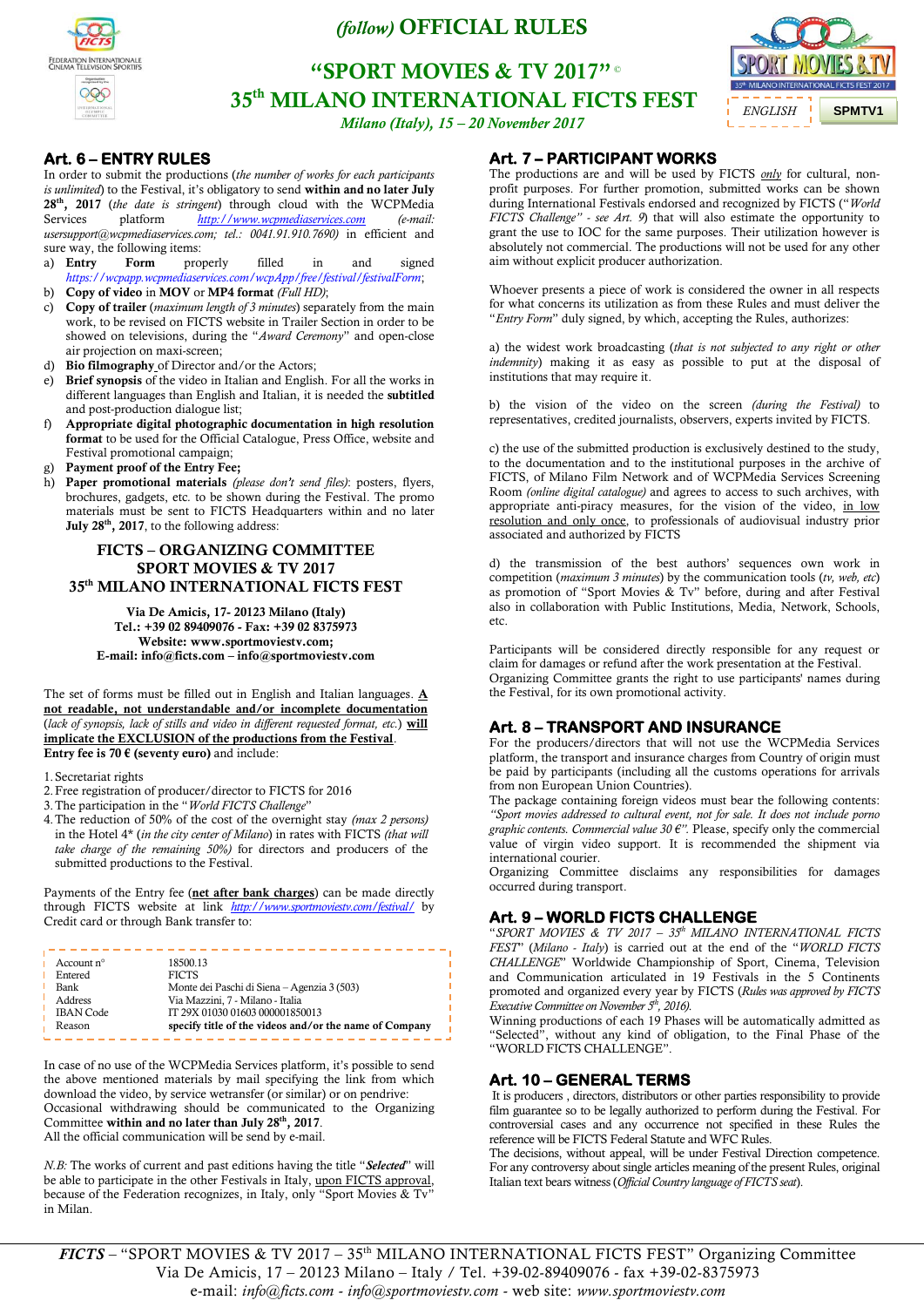# (follow) OFFICIAL RULES

## "SPORT MOVIES & TV 2017" ©

## 35th MILANO INTERNATIONAL FICTS FEST

*Milano (Italy), 15 – 20 November 2017*

ENGLISH | SPMTV1

## Art. 6 – ENTRY RULES

In order to submit the productions (*the number of works for each participants is unlimited*) to the Festival, it's obligatory to send **within and no later July 28th, 2017** (*the date is stringent*) through cloud with the WCPMedia Services platform http://www.wcpmediaservices.com (*e-mail: usersupport@wcpmediaservices.com; tel.: 0041.91.910.7690*) in efficient and sure way, the following items:

a) **Entry Form** properly filled in and signed *https://wcpapp.wcpmediaservices.com/wcpApp/free/festival/festivalForm*;
b) **Copy of video** in **MOV** or **MP4 format** *(Full HD)*;
c) **Copy of trailer** (*maximum length of 3 minutes*) separately from the main work, to be revised on FICTS website in Trailer Section in order to be showed on televisions, during the "*Award Ceremony*" and open-close air projection on maxi-screen;
d) **Bio filmography** of Director and/or the Actors;
e) **Brief synopsis** of the video in Italian and English. For all the works in different languages than English and Italian, it is needed the **subtitled** and post-production dialogue list;
f) **Appropriate digital photographic documentation in high resolution format** to be used for the Official Catalogue, Press Office, website and Festival promotional campaign;
g) **Payment proof of the Entry Fee;**
h) **Paper promotional materials** *(please don't send files)*: posters, flyers, brochures, gadgets, etc. to be shown during the Festival. The promo materials must be sent to FICTS Headquarters within and no later **July 28th, 2017**, to the following address:

**FICTS – ORGANIZING COMMITTEE**
**SPORT MOVIES & TV 2017**
**35th MILANO INTERNATIONAL FICTS FEST**

**Via De Amicis, 17- 20123 Milano (Italy)**
**Tel.: +39 02 89409076 - Fax: +39 02 8375973**
**Website: www.sportmoviestv.com;**
**E-mail: info@ficts.com – info@sportmoviestv.com**

The set of forms must be filled out in English and Italian languages. **A not readable, not understandable and/or incomplete documentation** (*lack of synopsis, lack of stills and video in different requested format, etc.*) **will implicate the EXCLUSION of the productions from the Festival**.
**Entry fee is 70 € (seventy euro)** and include:

1. Secretariat rights
2. Free registration of producer/director to FICTS for 2016
3. The participation in the "*World FICTS Challenge*"
4. The reduction of 50% of the cost of the overnight stay *(max 2 persons)* in the Hotel 4* (*in the city center of Milano*) in rates with FICTS (*that will take charge of the remaining 50%)* for directors and producers of the submitted productions to the Festival.

Payments of the Entry fee (**net after bank charges**) can be made directly through FICTS website at link *http://www.sportmoviestv.com/festival/* by Credit card or through Bank transfer to:

| | |
|---|---|
| Account n° | 18500.13 |
| Entered | FICTS |
| Bank | Monte dei Paschi di Siena – Agenzia 3 (503) |
| Address | Via Mazzini, 7 - Milano - Italia |
| IBAN Code | IT 29X 01030 01603 000001850013 |
| Reason | **specify title of the videos and/or the name of Company** |

In case of no use of the WCPMedia Services platform, it's possible to send the above mentioned materials by mail specifying the link from which download the video, by service wetransfer (or similar) or on pendrive: Occasional withdrawing should be communicated to the Organizing Committee **within and no later than July 28th, 2017**.
All the official communication will be send by e-mail.

*N.B:* The works of current and past editions having the title "***Selected***" will be able to participate in the other Festivals in Italy, upon FICTS approval, because of the Federation recognizes, in Italy, only "Sport Movies & Tv" in Milan.

## Art. 7 – PARTICIPANT WORKS

The productions are and will be used by FICTS *only* for cultural, non-profit purposes. For further promotion, submitted works can be shown during International Festivals endorsed and recognized by FICTS ("*World FICTS Challenge" - see Art. 9*) that will also estimate the opportunity to grant the use to IOC for the same purposes. Their utilization however is absolutely not commercial. The productions will not be used for any other aim without explicit producer authorization.

Whoever presents a piece of work is considered the owner in all respects for what concerns its utilization as from these Rules and must deliver the "*Entry Form*" duly signed, by which, accepting the Rules, authorizes:

a) the widest work broadcasting (*that is not subjected to any right or other indemnity*) making it as easy as possible to put at the disposal of institutions that may require it.

b) the vision of the video on the screen *(during the Festival)* to representatives, credited journalists, observers, experts invited by FICTS.

c) the use of the submitted production is exclusively destined to the study, to the documentation and to the institutional purposes in the archive of FICTS, of Milano Film Network and of WCPMedia Services Screening Room *(online digital catalogue)* and agrees to access to such archives, with appropriate anti-piracy measures, for the vision of the video, in low resolution and only once, to professionals of audiovisual industry prior associated and authorized by FICTS

d) the transmission of the best authors' sequences own work in competition (*maximum 3 minutes*) by the communication tools (*tv, web, etc*) as promotion of "Sport Movies & Tv" before, during and after Festival also in collaboration with Public Institutions, Media, Network, Schools, etc.

Participants will be considered directly responsible for any request or claim for damages or refund after the work presentation at the Festival.
Organizing Committee grants the right to use participants' names during the Festival, for its own promotional activity.

## Art. 8 – TRANSPORT AND INSURANCE

For the producers/directors that will not use the WCPMedia Services platform, the transport and insurance charges from Country of origin must be paid by participants (including all the customs operations for arrivals from non European Union Countries).
The package containing foreign videos must bear the following contents: *"Sport movies addressed to cultural event, not for sale. It does not include porno graphic contents. Commercial value 30 €".* Please, specify only the commercial value of virgin video support. It is recommended the shipment via international courier.
Organizing Committee disclaims any responsibilities for damages occurred during transport.

## Art. 9 – WORLD FICTS CHALLENGE

"*SPORT MOVIES & TV 2017 – 35th MILANO INTERNATIONAL FICTS FEST*" (*Milano - Italy*) is carried out at the end of the "*WORLD FICTS CHALLENGE*" Worldwide Championship of Sport, Cinema, Television and Communication articulated in 19 Festivals in the 5 Continents promoted and organized every year by FICTS (*Rules was approved by FICTS Executive Committee on November 5th, 2016).*
Winning productions of each 19 Phases will be automatically admitted as "Selected", without any kind of obligation, to the Final Phase of the "WORLD FICTS CHALLENGE".

## Art. 10 – GENERAL TERMS

It is producers , directors, distributors or other parties responsibility to provide film guarantee so to be legally authorized to perform during the Festival. For controversial cases and any occurrence not specified in these Rules the reference will be FICTS Federal Statute and WFC Rules.
The decisions, without appeal, will be under Festival Direction competence.
For any controversy about single articles meaning of the present Rules, original Italian text bears witness (*Official Country language of FICTS seat*).